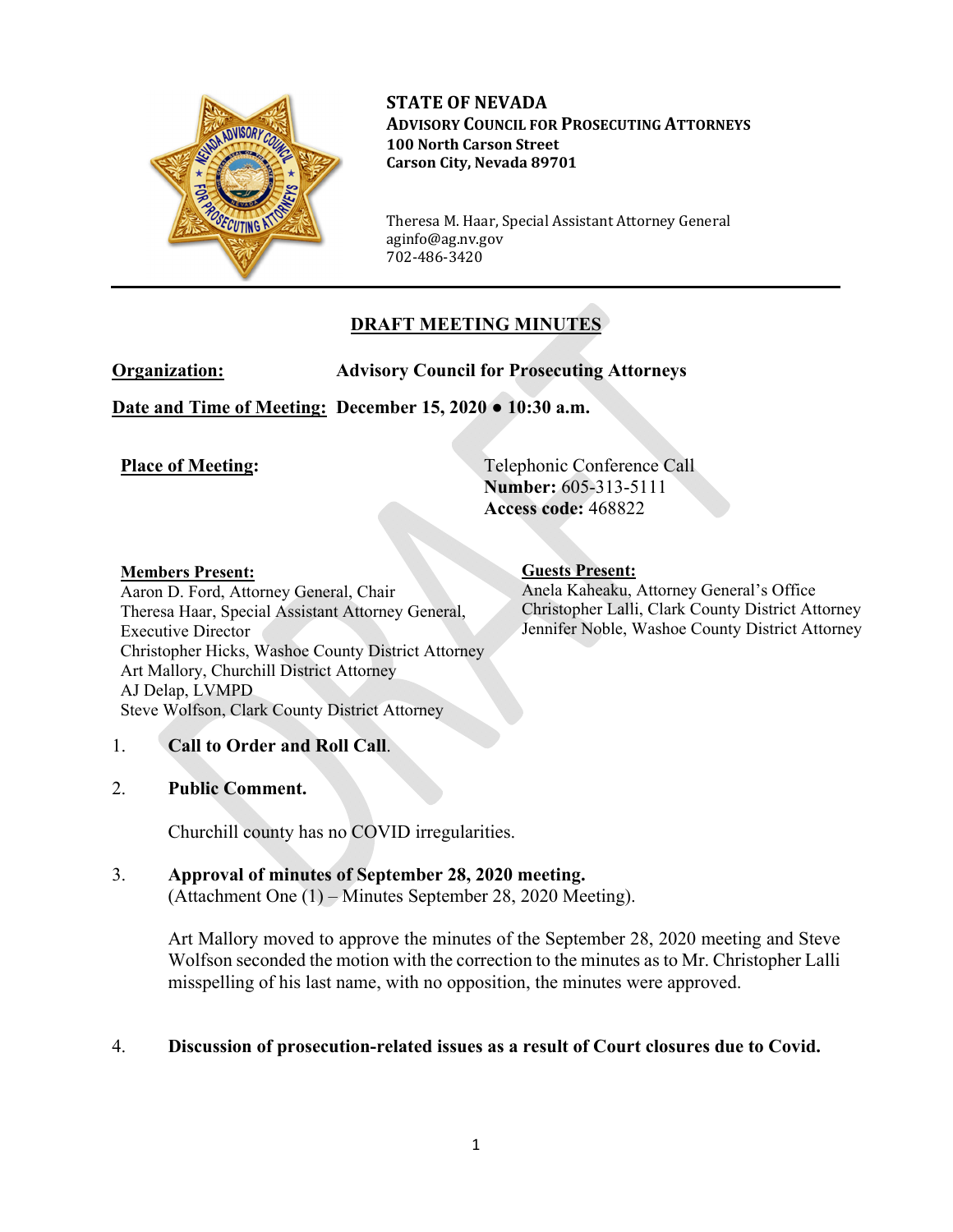**STATE OF NEVADA**
**ADVISORY COUNCIL FOR PROSECUTING ATTORNEYS**
**100 North Carson Street**
**Carson City, Nevada 89701**

Theresa M. Haar, Special Assistant Attorney General
aginfo@ag.nv.gov
702-486-3420

---

# DRAFT MEETING MINUTES

**Organization:** **Advisory Council for Prosecuting Attorneys**

**Date and Time of Meeting:** **December 15, 2020 ● 10:30 a.m.**

**Place of Meeting:** Telephonic Conference Call
**Number:** 605-313-5111
**Access code:** 468822

**Members Present:**
Aaron D. Ford, Attorney General, Chair
Theresa Haar, Special Assistant Attorney General, Executive Director
Christopher Hicks, Washoe County District Attorney
Art Mallory, Churchill District Attorney
AJ Delap, LVMPD
Steve Wolfson, Clark County District Attorney

**Guests Present:**
Anela Kaheaku, Attorney General's Office
Christopher Lalli, Clark County District Attorney
Jennifer Noble, Washoe County District Attorney

1. **Call to Order and Roll Call**.

2. **Public Comment.**

   Churchill county has no COVID irregularities.

3. **Approval of minutes of September 28, 2020 meeting.**
   (Attachment One (1) – Minutes September 28, 2020 Meeting).

   Art Mallory moved to approve the minutes of the September 28, 2020 meeting and Steve Wolfson seconded the motion with the correction to the minutes as to Mr. Christopher Lalli misspelling of his last name, with no opposition, the minutes were approved.

4. **Discussion of prosecution-related issues as a result of Court closures due to Covid.**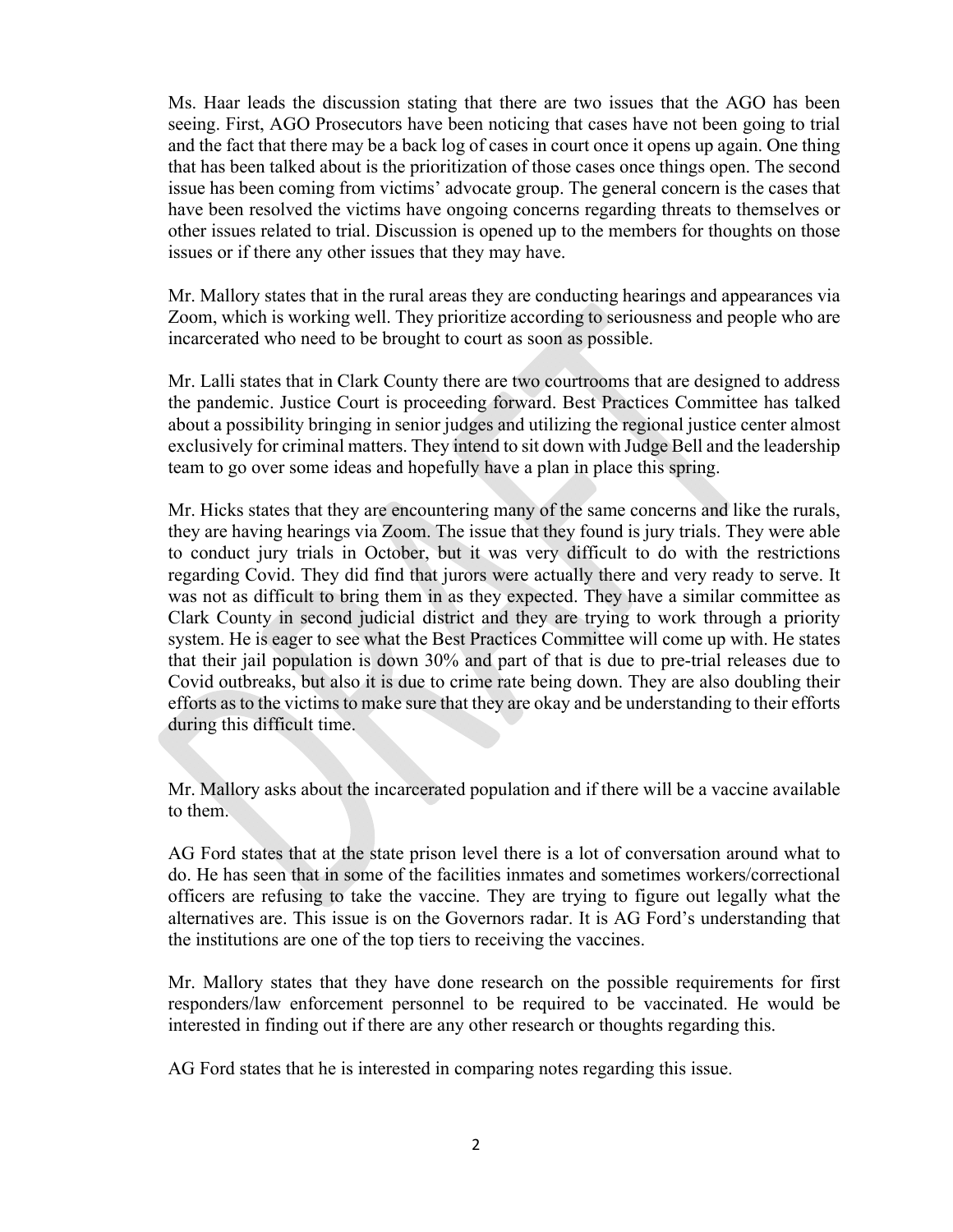Ms. Haar leads the discussion stating that there are two issues that the AGO has been seeing. First, AGO Prosecutors have been noticing that cases have not been going to trial and the fact that there may be a back log of cases in court once it opens up again. One thing that has been talked about is the prioritization of those cases once things open. The second issue has been coming from victims' advocate group. The general concern is the cases that have been resolved the victims have ongoing concerns regarding threats to themselves or other issues related to trial. Discussion is opened up to the members for thoughts on those issues or if there any other issues that they may have.

Mr. Mallory states that in the rural areas they are conducting hearings and appearances via Zoom, which is working well. They prioritize according to seriousness and people who are incarcerated who need to be brought to court as soon as possible.

Mr. Lalli states that in Clark County there are two courtrooms that are designed to address the pandemic. Justice Court is proceeding forward. Best Practices Committee has talked about a possibility bringing in senior judges and utilizing the regional justice center almost exclusively for criminal matters. They intend to sit down with Judge Bell and the leadership team to go over some ideas and hopefully have a plan in place this spring.

Mr. Hicks states that they are encountering many of the same concerns and like the rurals, they are having hearings via Zoom. The issue that they found is jury trials. They were able to conduct jury trials in October, but it was very difficult to do with the restrictions regarding Covid. They did find that jurors were actually there and very ready to serve. It was not as difficult to bring them in as they expected. They have a similar committee as Clark County in second judicial district and they are trying to work through a priority system. He is eager to see what the Best Practices Committee will come up with. He states that their jail population is down 30% and part of that is due to pre-trial releases due to Covid outbreaks, but also it is due to crime rate being down. They are also doubling their efforts as to the victims to make sure that they are okay and be understanding to their efforts during this difficult time.

Mr. Mallory asks about the incarcerated population and if there will be a vaccine available to them.

AG Ford states that at the state prison level there is a lot of conversation around what to do. He has seen that in some of the facilities inmates and sometimes workers/correctional officers are refusing to take the vaccine. They are trying to figure out legally what the alternatives are. This issue is on the Governors radar. It is AG Ford's understanding that the institutions are one of the top tiers to receiving the vaccines.

Mr. Mallory states that they have done research on the possible requirements for first responders/law enforcement personnel to be required to be vaccinated. He would be interested in finding out if there are any other research or thoughts regarding this.

AG Ford states that he is interested in comparing notes regarding this issue.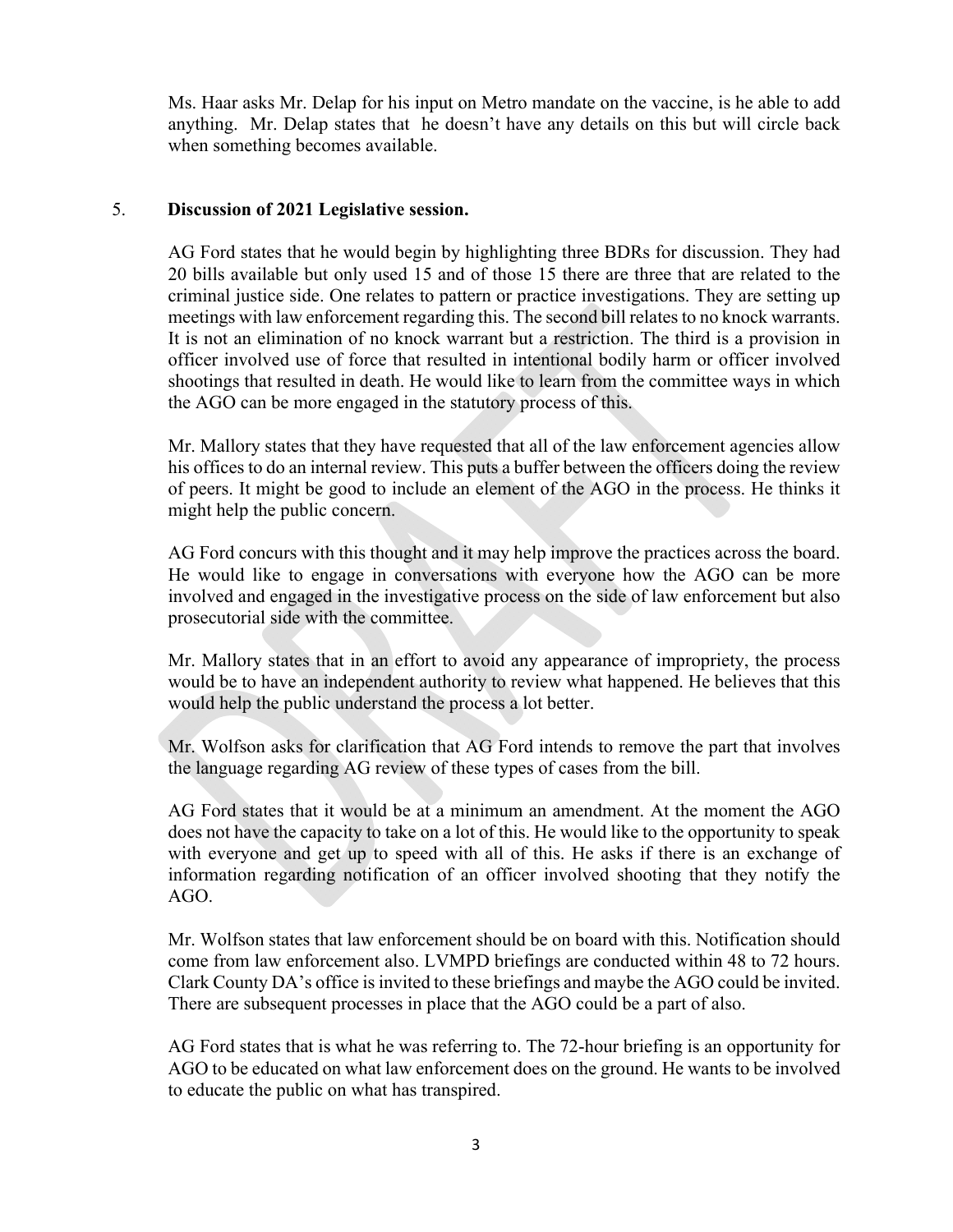Ms. Haar asks Mr. Delap for his input on Metro mandate on the vaccine, is he able to add anything. Mr. Delap states that he doesn't have any details on this but will circle back when something becomes available.

5. **Discussion of 2021 Legislative session.**

AG Ford states that he would begin by highlighting three BDRs for discussion. They had 20 bills available but only used 15 and of those 15 there are three that are related to the criminal justice side. One relates to pattern or practice investigations. They are setting up meetings with law enforcement regarding this. The second bill relates to no knock warrants. It is not an elimination of no knock warrant but a restriction. The third is a provision in officer involved use of force that resulted in intentional bodily harm or officer involved shootings that resulted in death. He would like to learn from the committee ways in which the AGO can be more engaged in the statutory process of this.

Mr. Mallory states that they have requested that all of the law enforcement agencies allow his offices to do an internal review. This puts a buffer between the officers doing the review of peers. It might be good to include an element of the AGO in the process. He thinks it might help the public concern.

AG Ford concurs with this thought and it may help improve the practices across the board. He would like to engage in conversations with everyone how the AGO can be more involved and engaged in the investigative process on the side of law enforcement but also prosecutorial side with the committee.

Mr. Mallory states that in an effort to avoid any appearance of impropriety, the process would be to have an independent authority to review what happened. He believes that this would help the public understand the process a lot better.

Mr. Wolfson asks for clarification that AG Ford intends to remove the part that involves the language regarding AG review of these types of cases from the bill.

AG Ford states that it would be at a minimum an amendment. At the moment the AGO does not have the capacity to take on a lot of this. He would like to the opportunity to speak with everyone and get up to speed with all of this. He asks if there is an exchange of information regarding notification of an officer involved shooting that they notify the AGO.

Mr. Wolfson states that law enforcement should be on board with this. Notification should come from law enforcement also. LVMPD briefings are conducted within 48 to 72 hours. Clark County DA's office is invited to these briefings and maybe the AGO could be invited. There are subsequent processes in place that the AGO could be a part of also.

AG Ford states that is what he was referring to. The 72-hour briefing is an opportunity for AGO to be educated on what law enforcement does on the ground. He wants to be involved to educate the public on what has transpired.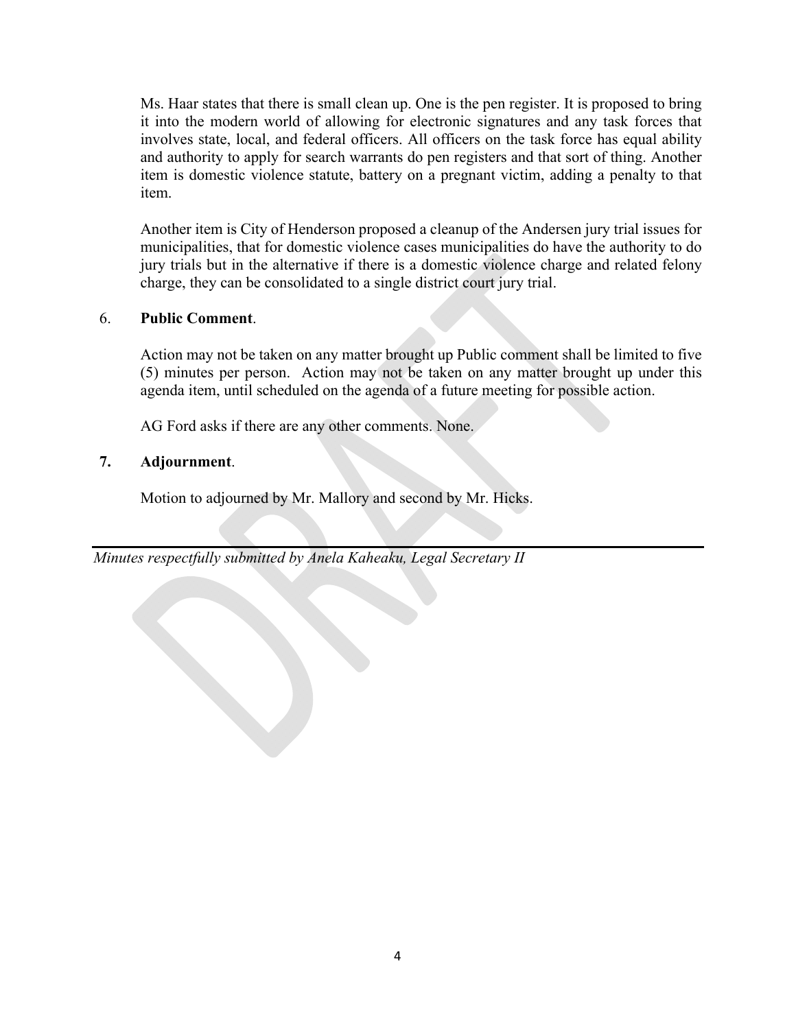Ms. Haar states that there is small clean up. One is the pen register. It is proposed to bring it into the modern world of allowing for electronic signatures and any task forces that involves state, local, and federal officers. All officers on the task force has equal ability and authority to apply for search warrants do pen registers and that sort of thing. Another item is domestic violence statute, battery on a pregnant victim, adding a penalty to that item.

Another item is City of Henderson proposed a cleanup of the Andersen jury trial issues for municipalities, that for domestic violence cases municipalities do have the authority to do jury trials but in the alternative if there is a domestic violence charge and related felony charge, they can be consolidated to a single district court jury trial.

6. **Public Comment**.

Action may not be taken on any matter brought up Public comment shall be limited to five (5) minutes per person. Action may not be taken on any matter brought up under this agenda item, until scheduled on the agenda of a future meeting for possible action.

AG Ford asks if there are any other comments. None.

**7. Adjournment**.

Motion to adjourned by Mr. Mallory and second by Mr. Hicks.

---

*Minutes respectfully submitted by Anela Kaheaku, Legal Secretary II*